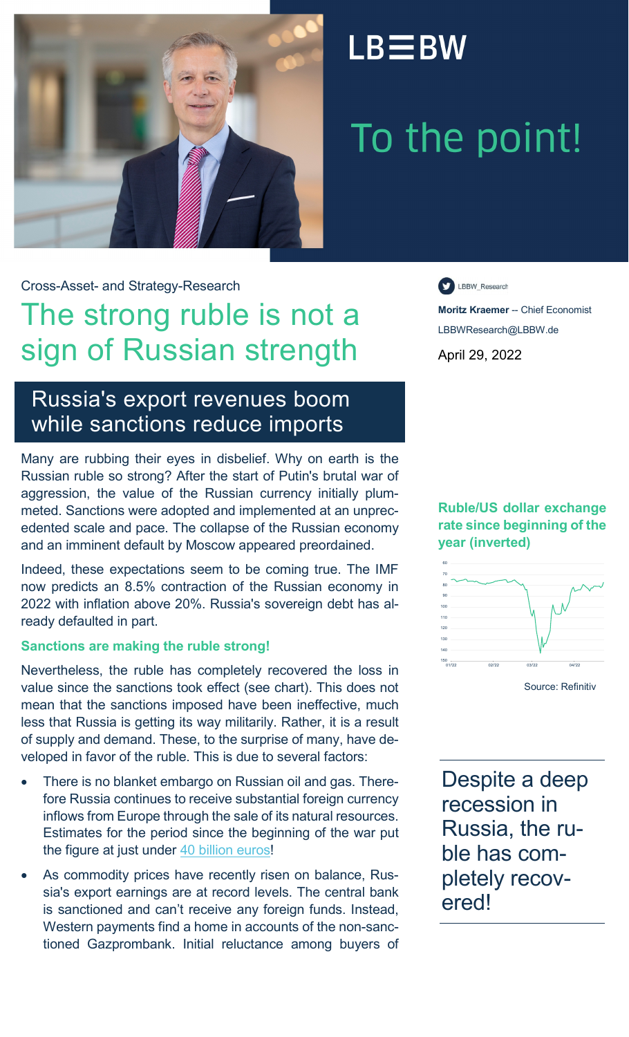LB≡BW

# To the point!

Cross-Asset- and Strategy-Research

# The strong ruble is not a sign of Russian strength

LBBW_Research

**Moritz Kraemer** -- Chief Economist

LBBWResearch@LBBW.de

April 29, 2022

## Russia's export revenues boom while sanctions reduce imports

Many are rubbing their eyes in disbelief. Why on earth is the Russian ruble so strong? After the start of Putin's brutal war of aggression, the value of the Russian currency initially plummeted. Sanctions were adopted and implemented at an unprecedented scale and pace. The collapse of the Russian economy and an imminent default by Moscow appeared preordained.

Indeed, these expectations seem to be coming true. The IMF now predicts an 8.5% contraction of the Russian economy in 2022 with inflation above 20%. Russia's sovereign debt has already defaulted in part.

**Ruble/US dollar exchange rate since beginning of the year (inverted)**

Source: Refinitiv

### Sanctions are making the ruble strong!

Nevertheless, the ruble has completely recovered the loss in value since the sanctions took effect (see chart). This does not mean that the sanctions imposed have been ineffective, much less that Russia is getting its way militarily. Rather, it is a result of supply and demand. These, to the surprise of many, have developed in favor of the ruble. This is due to several factors:

> Despite a deep recession in Russia, the ruble has completely recovered!

- There is no blanket embargo on Russian oil and gas. Therefore Russia continues to receive substantial foreign currency inflows from Europe through the sale of its natural resources. Estimates for the period since the beginning of the war put the figure at just under [40 billion euros]!
- As commodity prices have recently risen on balance, Russia's export earnings are at record levels. The central bank is sanctioned and can't receive any foreign funds. Instead, Western payments find a home in accounts of the non-sanctioned Gazprombank. Initial reluctance among buyers of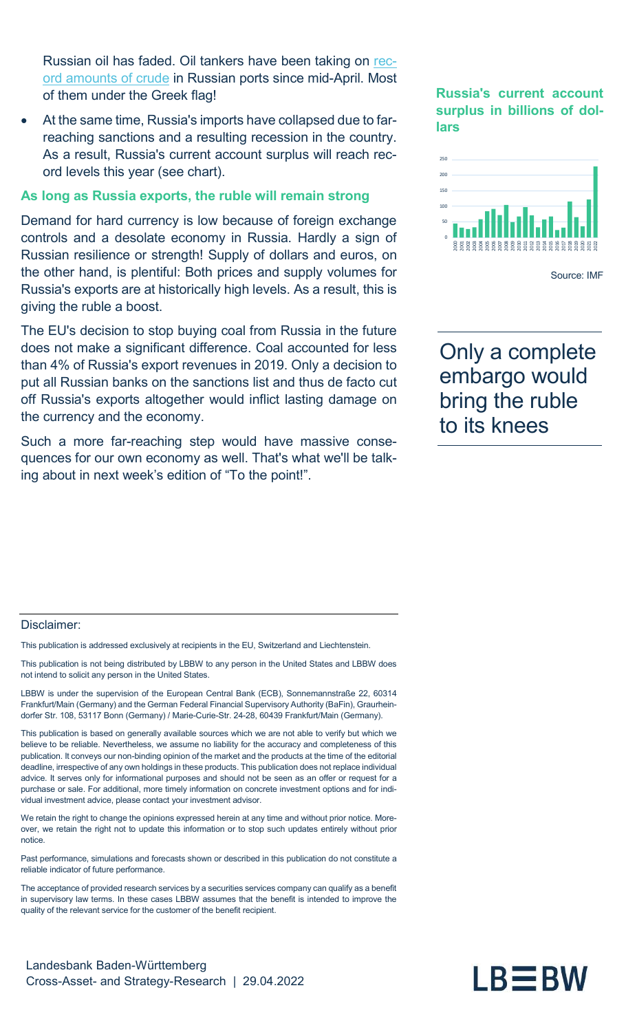Russian oil has faded. Oil tankers have been taking on record amounts of crude in Russian ports since mid-April. Most of them under the Greek flag!

- At the same time, Russia's imports have collapsed due to far-reaching sanctions and a resulting recession in the country. As a result, Russia's current account surplus will reach record levels this year (see chart).

### As long as Russia exports, the ruble will remain strong

Demand for hard currency is low because of foreign exchange controls and a desolate economy in Russia. Hardly a sign of Russian resilience or strength! Supply of dollars and euros, on the other hand, is plentiful: Both prices and supply volumes for Russia's exports are at historically high levels. As a result, this is giving the ruble a boost.

The EU's decision to stop buying coal from Russia in the future does not make a significant difference. Coal accounted for less than 4% of Russia's export revenues in 2019. Only a decision to put all Russian banks on the sanctions list and thus de facto cut off Russia's exports altogether would inflict lasting damage on the currency and the economy.

Such a more far-reaching step would have massive consequences for our own economy as well. That's what we'll be talking about in next week's edition of "To the point!".

**Russia's current account surplus in billions of dollars**

250
200
150
100
50
0

2000 2001 2002 2003 2004 2005 2006 2007 2008 2009 2010 2011 2012 2013 2014 2015 2016 2017 2018 2019 2020 2021 2022

Source: IMF

Only a complete embargo would bring the ruble to its knees

Disclaimer:

This publication is addressed exclusively at recipients in the EU, Switzerland and Liechtenstein.

This publication is not being distributed by LBBW to any person in the United States and LBBW does not intend to solicit any person in the United States.

LBBW is under the supervision of the European Central Bank (ECB), Sonnemannstraße 22, 60314 Frankfurt/Main (Germany) and the German Federal Financial Supervisory Authority (BaFin), Graurheindorfer Str. 108, 53117 Bonn (Germany) / Marie-Curie-Str. 24-28, 60439 Frankfurt/Main (Germany).

This publication is based on generally available sources which we are not able to verify but which we believe to be reliable. Nevertheless, we assume no liability for the accuracy and completeness of this publication. It conveys our non-binding opinion of the market and the products at the time of the editorial deadline, irrespective of any own holdings in these products. This publication does not replace individual advice. It serves only for informational purposes and should not be seen as an offer or request for a purchase or sale. For additional, more timely information on concrete investment options and for individual investment advice, please contact your investment advisor.

We retain the right to change the opinions expressed herein at any time and without prior notice. Moreover, we retain the right not to update this information or to stop such updates entirely without prior notice.

Past performance, simulations and forecasts shown or described in this publication do not constitute a reliable indicator of future performance.

The acceptance of provided research services by a securities services company can qualify as a benefit in supervisory law terms. In these cases LBBW assumes that the benefit is intended to improve the quality of the relevant service for the customer of the benefit recipient.

Landesbank Baden-Württemberg
Cross-Asset- and Strategy-Research | 29.04.2022